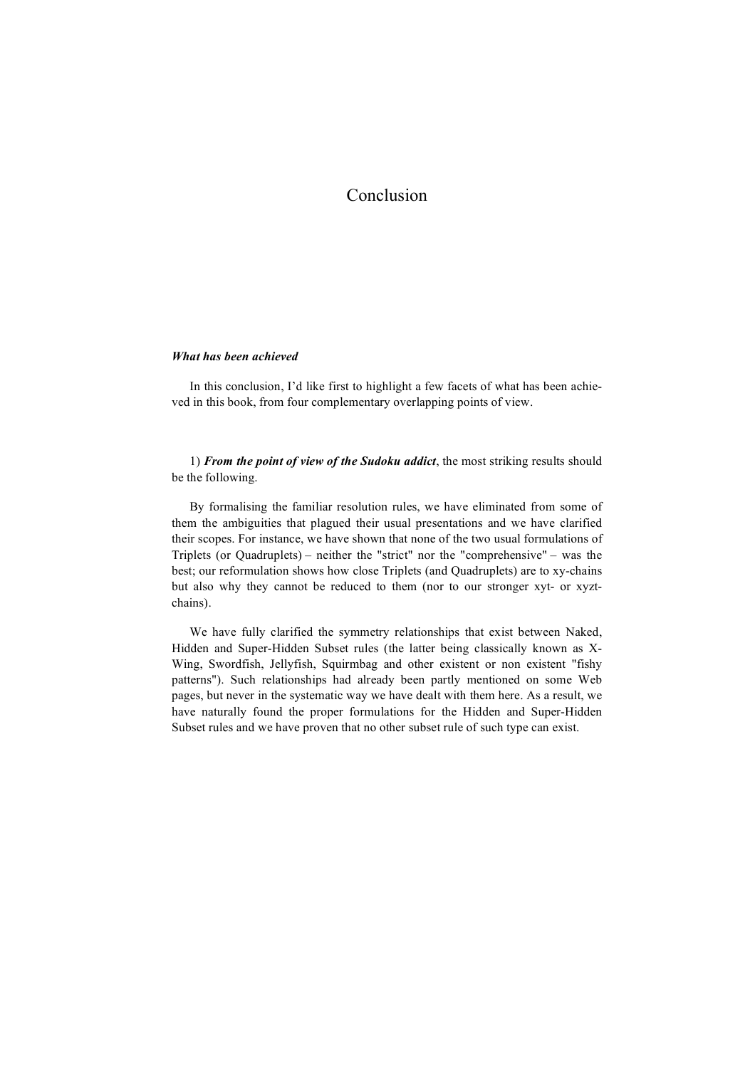# Conclusion

***What has been achieved***

In this conclusion, I'd like first to highlight a few facets of what has been achieved in this book, from four complementary overlapping points of view.

1) ***From the point of view of the Sudoku addict***, the most striking results should be the following.

By formalising the familiar resolution rules, we have eliminated from some of them the ambiguities that plagued their usual presentations and we have clarified their scopes. For instance, we have shown that none of the two usual formulations of Triplets (or Quadruplets) – neither the "strict" nor the "comprehensive" – was the best; our reformulation shows how close Triplets (and Quadruplets) are to xy-chains but also why they cannot be reduced to them (nor to our stronger xyt- or xyzt-chains).

We have fully clarified the symmetry relationships that exist between Naked, Hidden and Super-Hidden Subset rules (the latter being classically known as X-Wing, Swordfish, Jellyfish, Squirmbag and other existent or non existent "fishy patterns"). Such relationships had already been partly mentioned on some Web pages, but never in the systematic way we have dealt with them here. As a result, we have naturally found the proper formulations for the Hidden and Super-Hidden Subset rules and we have proven that no other subset rule of such type can exist.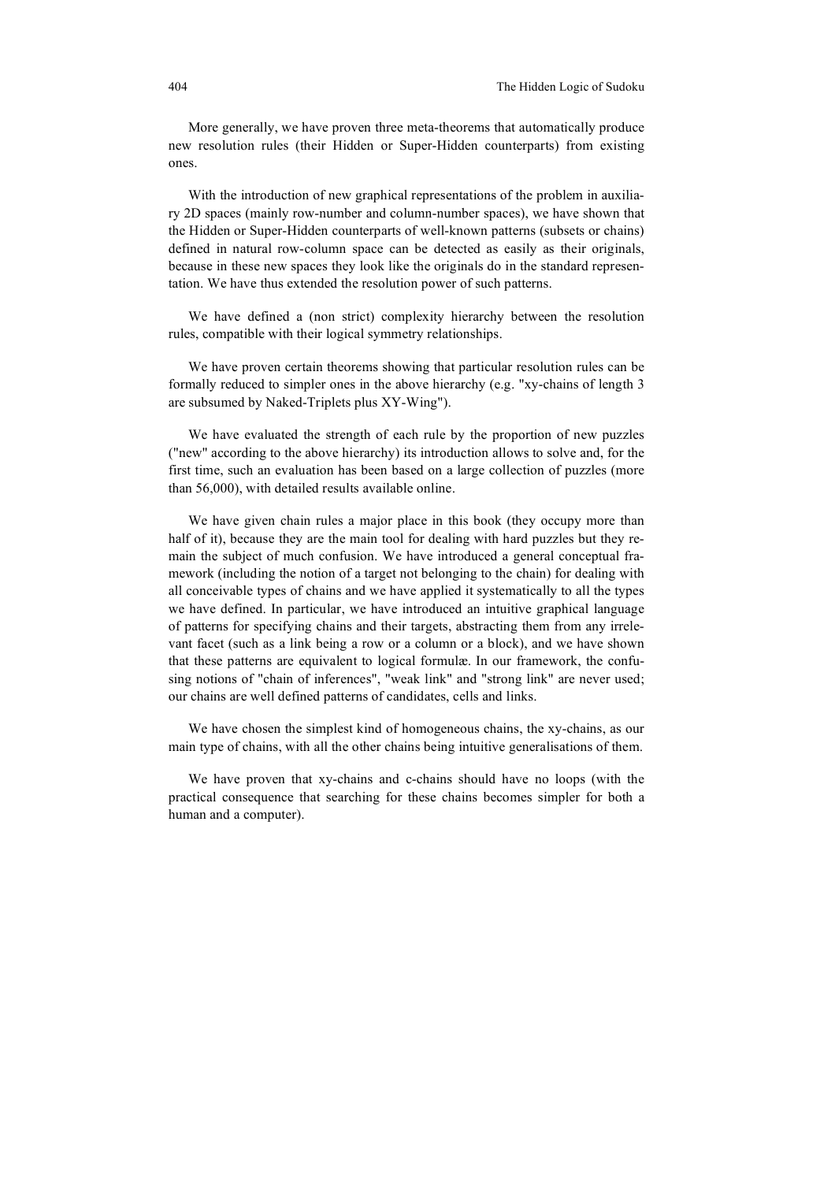More generally, we have proven three meta-theorems that automatically produce new resolution rules (their Hidden or Super-Hidden counterparts) from existing ones.

With the introduction of new graphical representations of the problem in auxiliary 2D spaces (mainly row-number and column-number spaces), we have shown that the Hidden or Super-Hidden counterparts of well-known patterns (subsets or chains) defined in natural row-column space can be detected as easily as their originals, because in these new spaces they look like the originals do in the standard representation. We have thus extended the resolution power of such patterns.

We have defined a (non strict) complexity hierarchy between the resolution rules, compatible with their logical symmetry relationships.

We have proven certain theorems showing that particular resolution rules can be formally reduced to simpler ones in the above hierarchy (e.g. "xy-chains of length 3 are subsumed by Naked-Triplets plus XY-Wing").

We have evaluated the strength of each rule by the proportion of new puzzles ("new" according to the above hierarchy) its introduction allows to solve and, for the first time, such an evaluation has been based on a large collection of puzzles (more than 56,000), with detailed results available online.

We have given chain rules a major place in this book (they occupy more than half of it), because they are the main tool for dealing with hard puzzles but they remain the subject of much confusion. We have introduced a general conceptual framework (including the notion of a target not belonging to the chain) for dealing with all conceivable types of chains and we have applied it systematically to all the types we have defined. In particular, we have introduced an intuitive graphical language of patterns for specifying chains and their targets, abstracting them from any irrelevant facet (such as a link being a row or a column or a block), and we have shown that these patterns are equivalent to logical formulæ. In our framework, the confusing notions of "chain of inferences", "weak link" and "strong link" are never used; our chains are well defined patterns of candidates, cells and links.

We have chosen the simplest kind of homogeneous chains, the xy-chains, as our main type of chains, with all the other chains being intuitive generalisations of them.

We have proven that xy-chains and c-chains should have no loops (with the practical consequence that searching for these chains becomes simpler for both a human and a computer).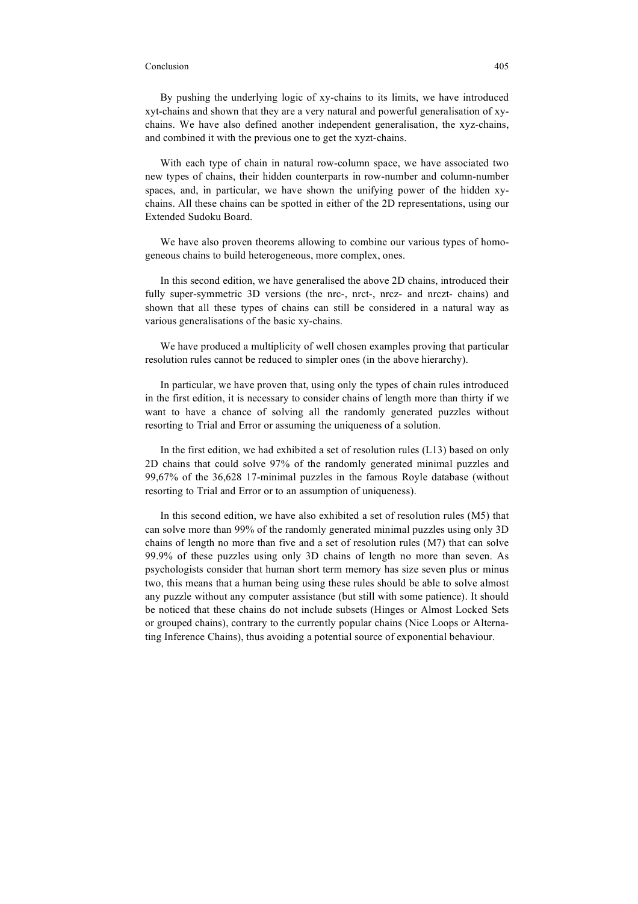By pushing the underlying logic of xy-chains to its limits, we have introduced xyt-chains and shown that they are a very natural and powerful generalisation of xy-chains. We have also defined another independent generalisation, the xyz-chains, and combined it with the previous one to get the xyzt-chains.

With each type of chain in natural row-column space, we have associated two new types of chains, their hidden counterparts in row-number and column-number spaces, and, in particular, we have shown the unifying power of the hidden xy-chains. All these chains can be spotted in either of the 2D representations, using our Extended Sudoku Board.

We have also proven theorems allowing to combine our various types of homogeneous chains to build heterogeneous, more complex, ones.

In this second edition, we have generalised the above 2D chains, introduced their fully super-symmetric 3D versions (the nrc-, nrct-, nrcz- and nrczt- chains) and shown that all these types of chains can still be considered in a natural way as various generalisations of the basic xy-chains.

We have produced a multiplicity of well chosen examples proving that particular resolution rules cannot be reduced to simpler ones (in the above hierarchy).

In particular, we have proven that, using only the types of chain rules introduced in the first edition, it is necessary to consider chains of length more than thirty if we want to have a chance of solving all the randomly generated puzzles without resorting to Trial and Error or assuming the uniqueness of a solution.

In the first edition, we had exhibited a set of resolution rules (L13) based on only 2D chains that could solve 97% of the randomly generated minimal puzzles and 99,67% of the 36,628 17-minimal puzzles in the famous Royle database (without resorting to Trial and Error or to an assumption of uniqueness).

In this second edition, we have also exhibited a set of resolution rules (M5) that can solve more than 99% of the randomly generated minimal puzzles using only 3D chains of length no more than five and a set of resolution rules (M7) that can solve 99.9% of these puzzles using only 3D chains of length no more than seven. As psychologists consider that human short term memory has size seven plus or minus two, this means that a human being using these rules should be able to solve almost any puzzle without any computer assistance (but still with some patience). It should be noticed that these chains do not include subsets (Hinges or Almost Locked Sets or grouped chains), contrary to the currently popular chains (Nice Loops or Alternating Inference Chains), thus avoiding a potential source of exponential behaviour.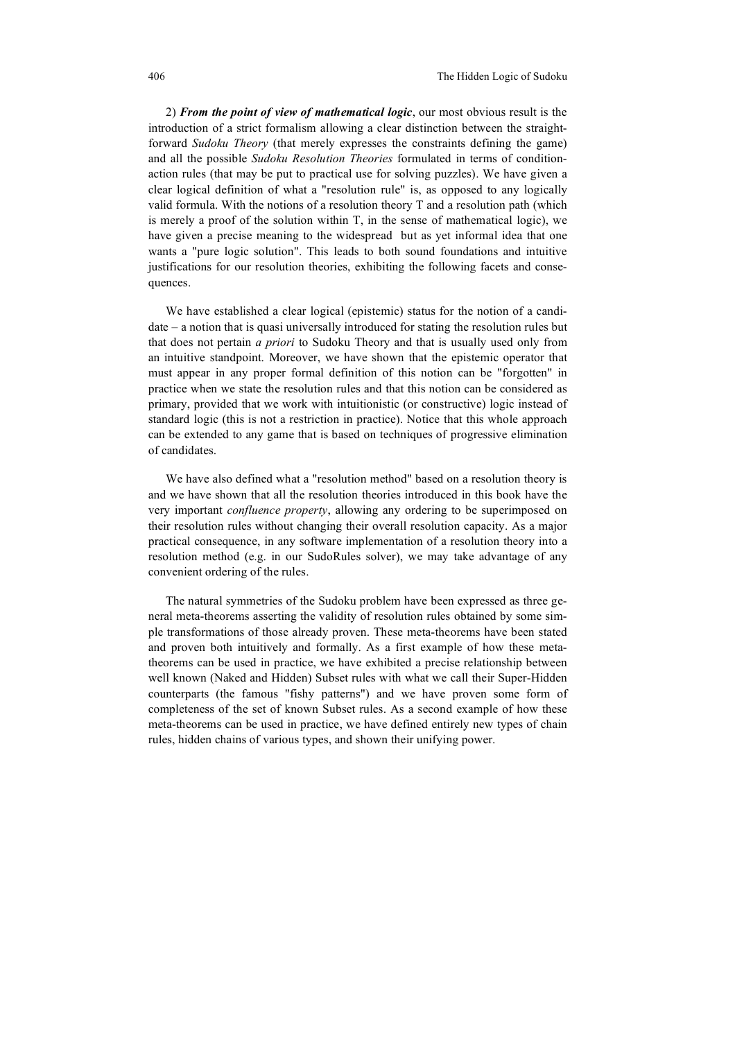2) ***From the point of view of mathematical logic***, our most obvious result is the introduction of a strict formalism allowing a clear distinction between the straightforward *Sudoku Theory* (that merely expresses the constraints defining the game) and all the possible *Sudoku Resolution Theories* formulated in terms of condition-action rules (that may be put to practical use for solving puzzles). We have given a clear logical definition of what a "resolution rule" is, as opposed to any logically valid formula. With the notions of a resolution theory T and a resolution path (which is merely a proof of the solution within T, in the sense of mathematical logic), we have given a precise meaning to the widespread but as yet informal idea that one wants a "pure logic solution". This leads to both sound foundations and intuitive justifications for our resolution theories, exhibiting the following facets and consequences.

We have established a clear logical (epistemic) status for the notion of a candidate – a notion that is quasi universally introduced for stating the resolution rules but that does not pertain *a priori* to Sudoku Theory and that is usually used only from an intuitive standpoint. Moreover, we have shown that the epistemic operator that must appear in any proper formal definition of this notion can be "forgotten" in practice when we state the resolution rules and that this notion can be considered as primary, provided that we work with intuitionistic (or constructive) logic instead of standard logic (this is not a restriction in practice). Notice that this whole approach can be extended to any game that is based on techniques of progressive elimination of candidates.

We have also defined what a "resolution method" based on a resolution theory is and we have shown that all the resolution theories introduced in this book have the very important *confluence property*, allowing any ordering to be superimposed on their resolution rules without changing their overall resolution capacity. As a major practical consequence, in any software implementation of a resolution theory into a resolution method (e.g. in our SudoRules solver), we may take advantage of any convenient ordering of the rules.

The natural symmetries of the Sudoku problem have been expressed as three general meta-theorems asserting the validity of resolution rules obtained by some simple transformations of those already proven. These meta-theorems have been stated and proven both intuitively and formally. As a first example of how these meta-theorems can be used in practice, we have exhibited a precise relationship between well known (Naked and Hidden) Subset rules with what we call their Super-Hidden counterparts (the famous "fishy patterns") and we have proven some form of completeness of the set of known Subset rules. As a second example of how these meta-theorems can be used in practice, we have defined entirely new types of chain rules, hidden chains of various types, and shown their unifying power.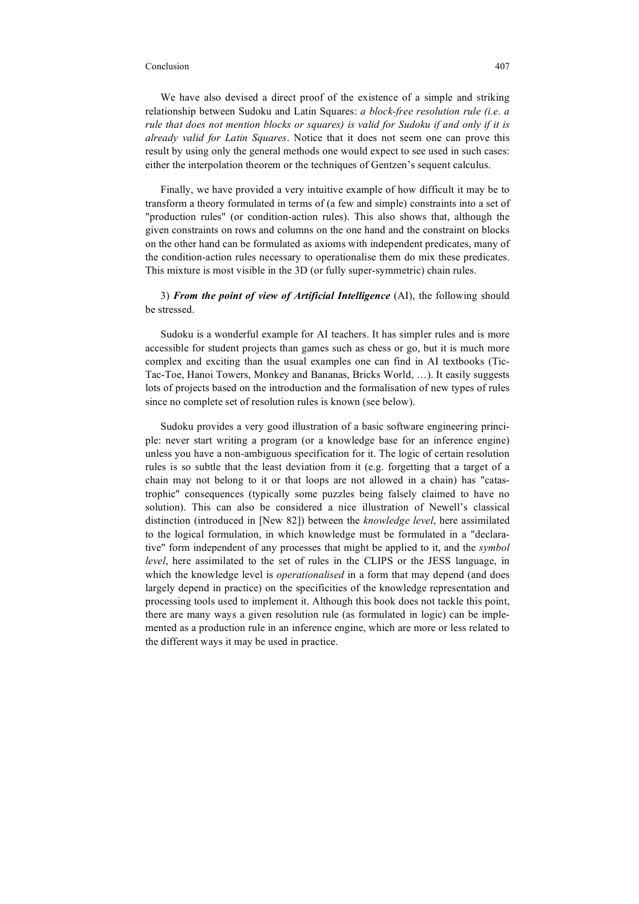We have also devised a direct proof of the existence of a simple and striking relationship between Sudoku and Latin Squares: *a block-free resolution rule (i.e. a rule that does not mention blocks or squares) is valid for Sudoku if and only if it is already valid for Latin Squares*. Notice that it does not seem one can prove this result by using only the general methods one would expect to see used in such cases: either the interpolation theorem or the techniques of Gentzen's sequent calculus.

Finally, we have provided a very intuitive example of how difficult it may be to transform a theory formulated in terms of (a few and simple) constraints into a set of "production rules" (or condition-action rules). This also shows that, although the given constraints on rows and columns on the one hand and the constraint on blocks on the other hand can be formulated as axioms with independent predicates, many of the condition-action rules necessary to operationalise them do mix these predicates. This mixture is most visible in the 3D (or fully super-symmetric) chain rules.

3) ***From the point of view of Artificial Intelligence*** (AI), the following should be stressed.

Sudoku is a wonderful example for AI teachers. It has simpler rules and is more accessible for student projects than games such as chess or go, but it is much more complex and exciting than the usual examples one can find in AI textbooks (Tic-Tac-Toe, Hanoi Towers, Monkey and Bananas, Bricks World, …). It easily suggests lots of projects based on the introduction and the formalisation of new types of rules since no complete set of resolution rules is known (see below).

Sudoku provides a very good illustration of a basic software engineering principle: never start writing a program (or a knowledge base for an inference engine) unless you have a non-ambiguous specification for it. The logic of certain resolution rules is so subtle that the least deviation from it (e.g. forgetting that a target of a chain may not belong to it or that loops are not allowed in a chain) has "catastrophic" consequences (typically some puzzles being falsely claimed to have no solution). This can also be considered a nice illustration of Newell's classical distinction (introduced in [New 82]) between the *knowledge level*, here assimilated to the logical formulation, in which knowledge must be formulated in a "declarative" form independent of any processes that might be applied to it, and the *symbol level*, here assimilated to the set of rules in the CLIPS or the JESS language, in which the knowledge level is *operationalised* in a form that may depend (and does largely depend in practice) on the specificities of the knowledge representation and processing tools used to implement it. Although this book does not tackle this point, there are many ways a given resolution rule (as formulated in logic) can be implemented as a production rule in an inference engine, which are more or less related to the different ways it may be used in practice.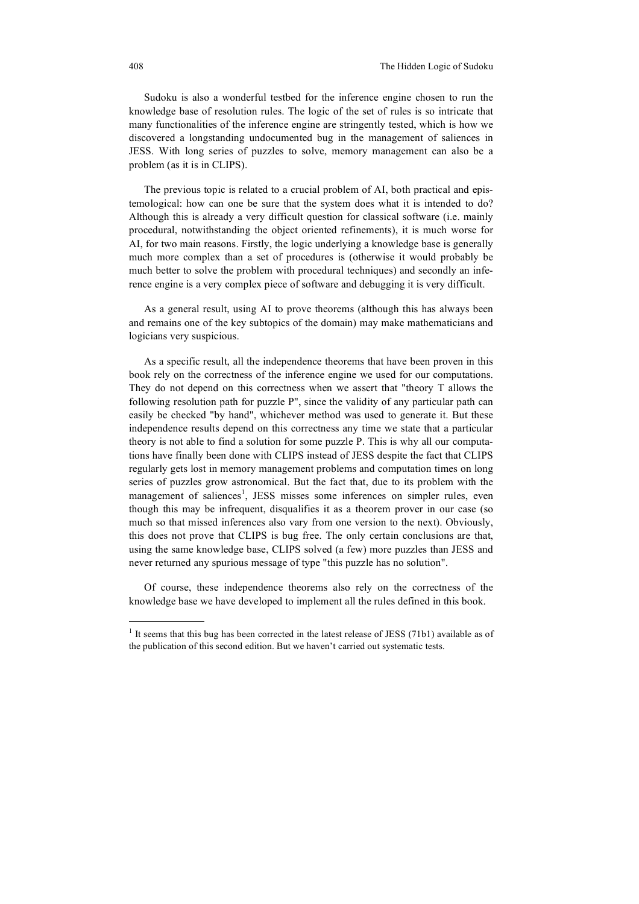Sudoku is also a wonderful testbed for the inference engine chosen to run the knowledge base of resolution rules. The logic of the set of rules is so intricate that many functionalities of the inference engine are stringently tested, which is how we discovered a longstanding undocumented bug in the management of saliences in JESS. With long series of puzzles to solve, memory management can also be a problem (as it is in CLIPS).

The previous topic is related to a crucial problem of AI, both practical and epistemological: how can one be sure that the system does what it is intended to do? Although this is already a very difficult question for classical software (i.e. mainly procedural, notwithstanding the object oriented refinements), it is much worse for AI, for two main reasons. Firstly, the logic underlying a knowledge base is generally much more complex than a set of procedures is (otherwise it would probably be much better to solve the problem with procedural techniques) and secondly an inference engine is a very complex piece of software and debugging it is very difficult.

As a general result, using AI to prove theorems (although this has always been and remains one of the key subtopics of the domain) may make mathematicians and logicians very suspicious.

As a specific result, all the independence theorems that have been proven in this book rely on the correctness of the inference engine we used for our computations. They do not depend on this correctness when we assert that "theory T allows the following resolution path for puzzle P", since the validity of any particular path can easily be checked "by hand", whichever method was used to generate it. But these independence results depend on this correctness any time we state that a particular theory is not able to find a solution for some puzzle P. This is why all our computations have finally been done with CLIPS instead of JESS despite the fact that CLIPS regularly gets lost in memory management problems and computation times on long series of puzzles grow astronomical. But the fact that, due to its problem with the management of saliences[1], JESS misses some inferences on simpler rules, even though this may be infrequent, disqualifies it as a theorem prover in our case (so much so that missed inferences also vary from one version to the next). Obviously, this does not prove that CLIPS is bug free. The only certain conclusions are that, using the same knowledge base, CLIPS solved (a few) more puzzles than JESS and never returned any spurious message of type "this puzzle has no solution".

Of course, these independence theorems also rely on the correctness of the knowledge base we have developed to implement all the rules defined in this book.

---

[1] It seems that this bug has been corrected in the latest release of JESS (71b1) available as of the publication of this second edition. But we haven't carried out systematic tests.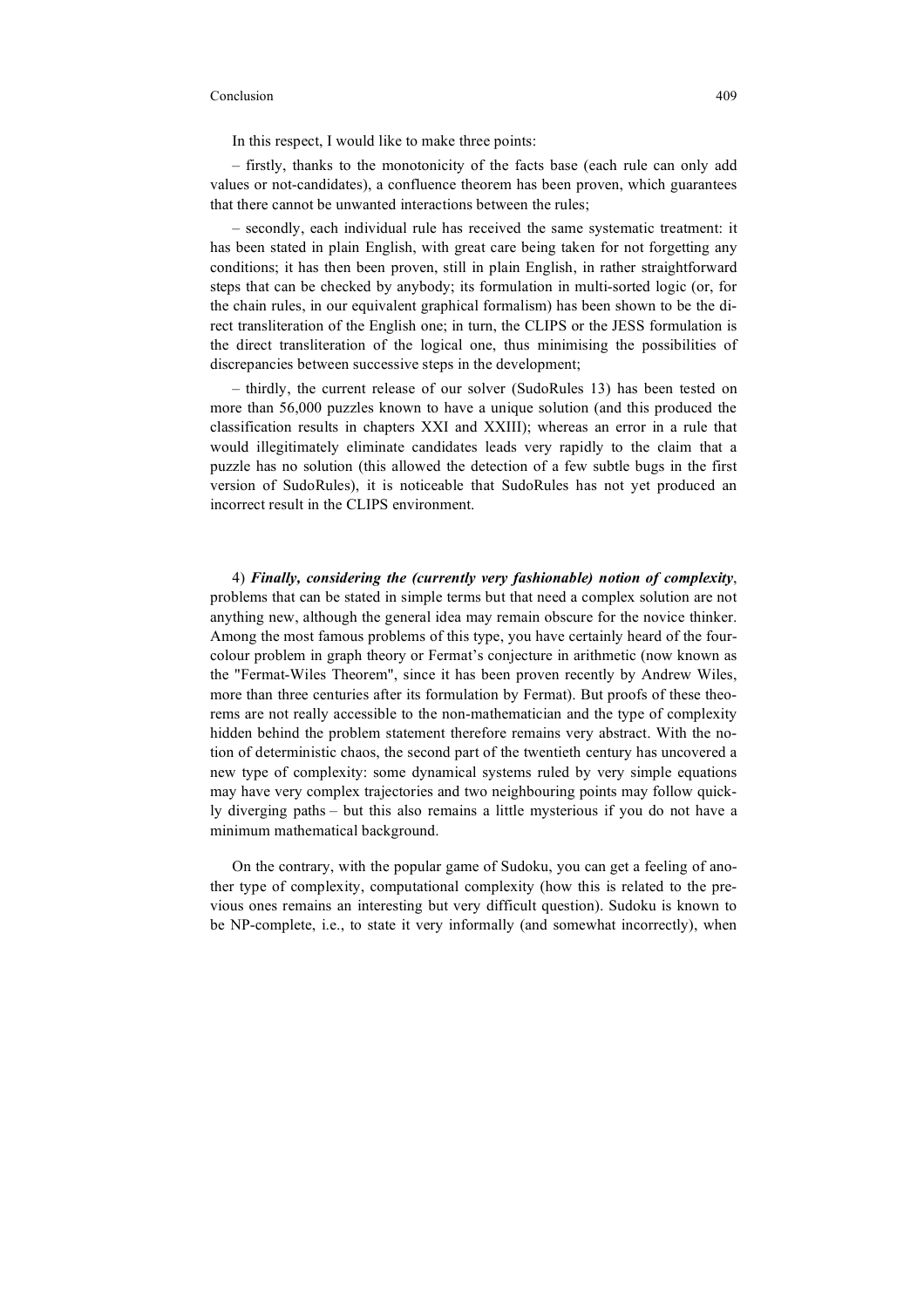In this respect, I would like to make three points:

– firstly, thanks to the monotonicity of the facts base (each rule can only add values or not-candidates), a confluence theorem has been proven, which guarantees that there cannot be unwanted interactions between the rules;

– secondly, each individual rule has received the same systematic treatment: it has been stated in plain English, with great care being taken for not forgetting any conditions; it has then been proven, still in plain English, in rather straightforward steps that can be checked by anybody; its formulation in multi-sorted logic (or, for the chain rules, in our equivalent graphical formalism) has been shown to be the direct transliteration of the English one; in turn, the CLIPS or the JESS formulation is the direct transliteration of the logical one, thus minimising the possibilities of discrepancies between successive steps in the development;

– thirdly, the current release of our solver (SudoRules 13) has been tested on more than 56,000 puzzles known to have a unique solution (and this produced the classification results in chapters XXI and XXIII); whereas an error in a rule that would illegitimately eliminate candidates leads very rapidly to the claim that a puzzle has no solution (this allowed the detection of a few subtle bugs in the first version of SudoRules), it is noticeable that SudoRules has not yet produced an incorrect result in the CLIPS environment.

4) ***Finally, considering the (currently very fashionable) notion of complexity***, problems that can be stated in simple terms but that need a complex solution are not anything new, although the general idea may remain obscure for the novice thinker. Among the most famous problems of this type, you have certainly heard of the four-colour problem in graph theory or Fermat's conjecture in arithmetic (now known as the "Fermat-Wiles Theorem", since it has been proven recently by Andrew Wiles, more than three centuries after its formulation by Fermat). But proofs of these theorems are not really accessible to the non-mathematician and the type of complexity hidden behind the problem statement therefore remains very abstract. With the notion of deterministic chaos, the second part of the twentieth century has uncovered a new type of complexity: some dynamical systems ruled by very simple equations may have very complex trajectories and two neighbouring points may follow quickly diverging paths – but this also remains a little mysterious if you do not have a minimum mathematical background.

On the contrary, with the popular game of Sudoku, you can get a feeling of another type of complexity, computational complexity (how this is related to the previous ones remains an interesting but very difficult question). Sudoku is known to be NP-complete, i.e., to state it very informally (and somewhat incorrectly), when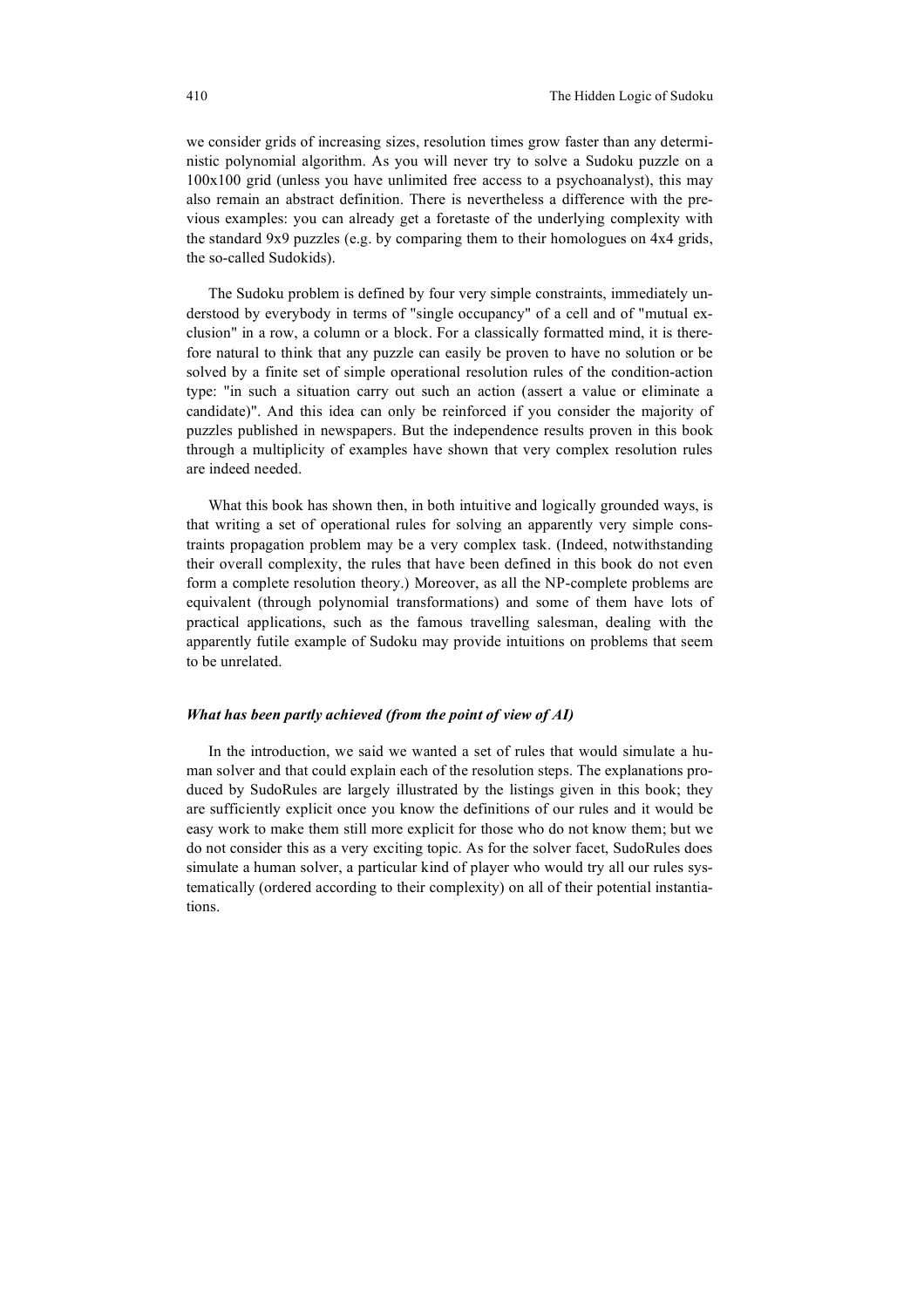we consider grids of increasing sizes, resolution times grow faster than any deterministic polynomial algorithm. As you will never try to solve a Sudoku puzzle on a 100x100 grid (unless you have unlimited free access to a psychoanalyst), this may also remain an abstract definition. There is nevertheless a difference with the previous examples: you can already get a foretaste of the underlying complexity with the standard 9x9 puzzles (e.g. by comparing them to their homologues on 4x4 grids, the so-called Sudokids).

The Sudoku problem is defined by four very simple constraints, immediately understood by everybody in terms of "single occupancy" of a cell and of "mutual exclusion" in a row, a column or a block. For a classically formatted mind, it is therefore natural to think that any puzzle can easily be proven to have no solution or be solved by a finite set of simple operational resolution rules of the condition-action type: "in such a situation carry out such an action (assert a value or eliminate a candidate)". And this idea can only be reinforced if you consider the majority of puzzles published in newspapers. But the independence results proven in this book through a multiplicity of examples have shown that very complex resolution rules are indeed needed.

What this book has shown then, in both intuitive and logically grounded ways, is that writing a set of operational rules for solving an apparently very simple constraints propagation problem may be a very complex task. (Indeed, notwithstanding their overall complexity, the rules that have been defined in this book do not even form a complete resolution theory.) Moreover, as all the NP-complete problems are equivalent (through polynomial transformations) and some of them have lots of practical applications, such as the famous travelling salesman, dealing with the apparently futile example of Sudoku may provide intuitions on problems that seem to be unrelated.

### *What has been partly achieved (from the point of view of AI)*

In the introduction, we said we wanted a set of rules that would simulate a human solver and that could explain each of the resolution steps. The explanations produced by SudoRules are largely illustrated by the listings given in this book; they are sufficiently explicit once you know the definitions of our rules and it would be easy work to make them still more explicit for those who do not know them; but we do not consider this as a very exciting topic. As for the solver facet, SudoRules does simulate a human solver, a particular kind of player who would try all our rules systematically (ordered according to their complexity) on all of their potential instantiations.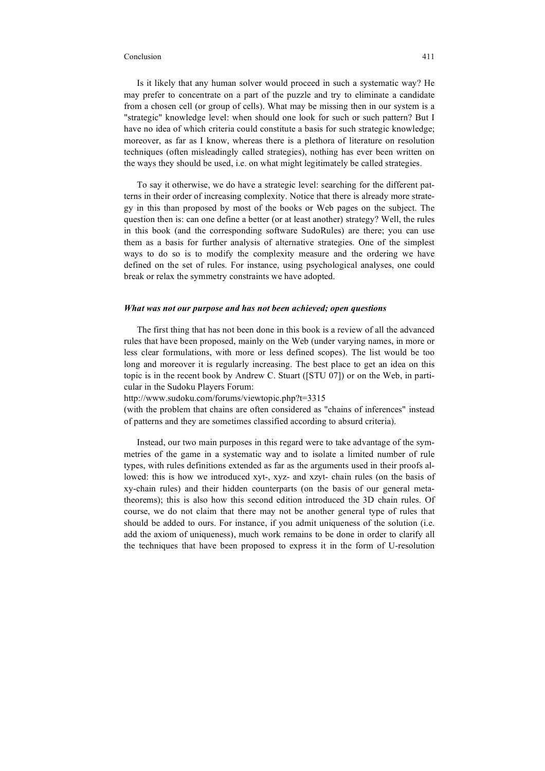Is it likely that any human solver would proceed in such a systematic way? He may prefer to concentrate on a part of the puzzle and try to eliminate a candidate from a chosen cell (or group of cells). What may be missing then in our system is a "strategic" knowledge level: when should one look for such or such pattern? But I have no idea of which criteria could constitute a basis for such strategic knowledge; moreover, as far as I know, whereas there is a plethora of literature on resolution techniques (often misleadingly called strategies), nothing has ever been written on the ways they should be used, i.e. on what might legitimately be called strategies.

To say it otherwise, we do have a strategic level: searching for the different patterns in their order of increasing complexity. Notice that there is already more strategy in this than proposed by most of the books or Web pages on the subject. The question then is: can one define a better (or at least another) strategy? Well, the rules in this book (and the corresponding software SudoRules) are there; you can use them as a basis for further analysis of alternative strategies. One of the simplest ways to do so is to modify the complexity measure and the ordering we have defined on the set of rules. For instance, using psychological analyses, one could break or relax the symmetry constraints we have adopted.

### *What was not our purpose and has not been achieved; open questions*

The first thing that has not been done in this book is a review of all the advanced rules that have been proposed, mainly on the Web (under varying names, in more or less clear formulations, with more or less defined scopes). The list would be too long and moreover it is regularly increasing. The best place to get an idea on this topic is in the recent book by Andrew C. Stuart ([STU 07]) or on the Web, in particular in the Sudoku Players Forum:
http://www.sudoku.com/forums/viewtopic.php?t=3315
(with the problem that chains are often considered as "chains of inferences" instead of patterns and they are sometimes classified according to absurd criteria).

Instead, our two main purposes in this regard were to take advantage of the symmetries of the game in a systematic way and to isolate a limited number of rule types, with rules definitions extended as far as the arguments used in their proofs allowed: this is how we introduced xyt-, xyz- and xzyt- chain rules (on the basis of xy-chain rules) and their hidden counterparts (on the basis of our general meta-theorems); this is also how this second edition introduced the 3D chain rules. Of course, we do not claim that there may not be another general type of rules that should be added to ours. For instance, if you admit uniqueness of the solution (i.e. add the axiom of uniqueness), much work remains to be done in order to clarify all the techniques that have been proposed to express it in the form of U-resolution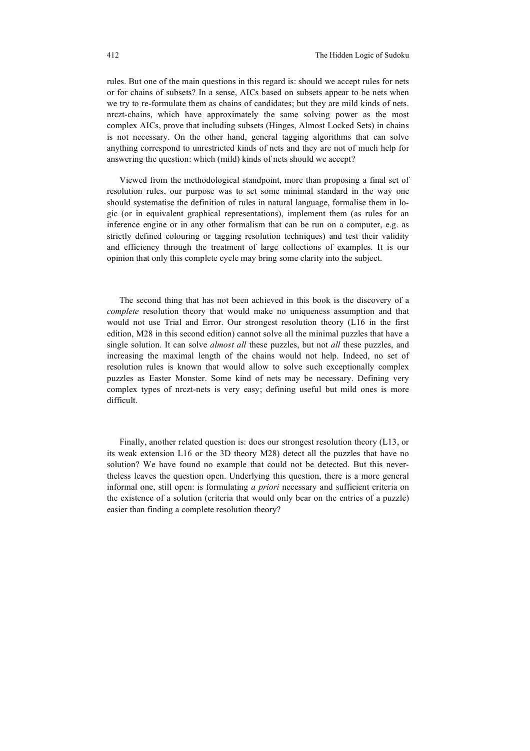rules. But one of the main questions in this regard is: should we accept rules for nets or for chains of subsets? In a sense, AICs based on subsets appear to be nets when we try to re-formulate them as chains of candidates; but they are mild kinds of nets. nrczt-chains, which have approximately the same solving power as the most complex AICs, prove that including subsets (Hinges, Almost Locked Sets) in chains is not necessary. On the other hand, general tagging algorithms that can solve anything correspond to unrestricted kinds of nets and they are not of much help for answering the question: which (mild) kinds of nets should we accept?

Viewed from the methodological standpoint, more than proposing a final set of resolution rules, our purpose was to set some minimal standard in the way one should systematise the definition of rules in natural language, formalise them in logic (or in equivalent graphical representations), implement them (as rules for an inference engine or in any other formalism that can be run on a computer, e.g. as strictly defined colouring or tagging resolution techniques) and test their validity and efficiency through the treatment of large collections of examples. It is our opinion that only this complete cycle may bring some clarity into the subject.

The second thing that has not been achieved in this book is the discovery of a *complete* resolution theory that would make no uniqueness assumption and that would not use Trial and Error. Our strongest resolution theory (L16 in the first edition, M28 in this second edition) cannot solve all the minimal puzzles that have a single solution. It can solve *almost all* these puzzles, but not *all* these puzzles, and increasing the maximal length of the chains would not help. Indeed, no set of resolution rules is known that would allow to solve such exceptionally complex puzzles as Easter Monster. Some kind of nets may be necessary. Defining very complex types of nrczt-nets is very easy; defining useful but mild ones is more difficult.

Finally, another related question is: does our strongest resolution theory (L13, or its weak extension L16 or the 3D theory M28) detect all the puzzles that have no solution? We have found no example that could not be detected. But this nevertheless leaves the question open. Underlying this question, there is a more general informal one, still open: is formulating *a priori* necessary and sufficient criteria on the existence of a solution (criteria that would only bear on the entries of a puzzle) easier than finding a complete resolution theory?